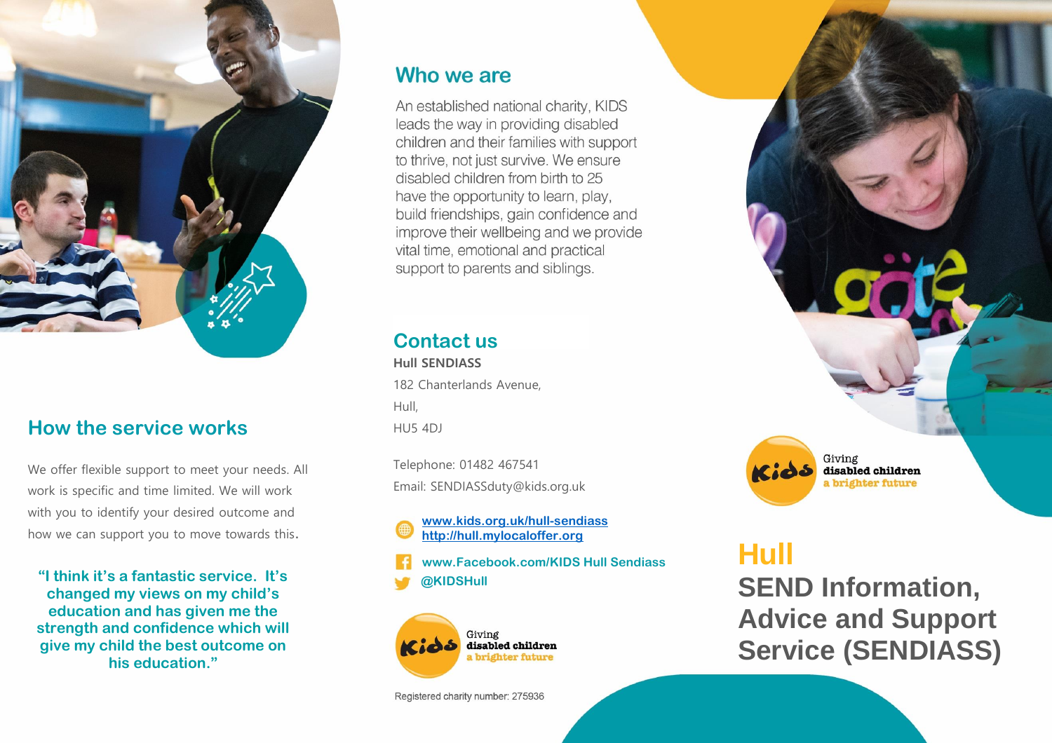## How the service works

We offer flexible support to meet your needs. All work is specific and time limited. We will work with you to identify your desired outcome and how we can support you to move towards this.

**"I think it's a fantastic service. It's changed my views on my child's education and has given me the strength and confidence which will give my child the best outcome on his education."**

## Who we are

An established national charity, KIDS leads the way in providing disabled children and their families with support to thrive, not just survive. We ensure disabled children from birth to 25 have the opportunity to learn, play, build friendships, gain confidence and improve their wellbeing and we provide vital time, emotional and practical support to parents and siblings.

## Contact us

**Hull SENDIASS**

182 Chanterlands Avenue,
Hull,
HU5 4DJ

Telephone: 01482 467541
Email: SENDIASSduty@kids.org.uk

[www.kids.org.uk/hull-sendiass](http://www.kids.org.uk/hull-sendiass)
[http://hull.mylocaloffer.org](http://hull.mylocaloffer.org)

**www.Facebook.com/KIDS Hull Sendiass**

**@KIDSHull**

Kids — Giving disabled children a brighter future

Registered charity number: 275936

Kids — Giving disabled children a brighter future

# Hull

# SEND Information, Advice and Support Service (SENDIASS)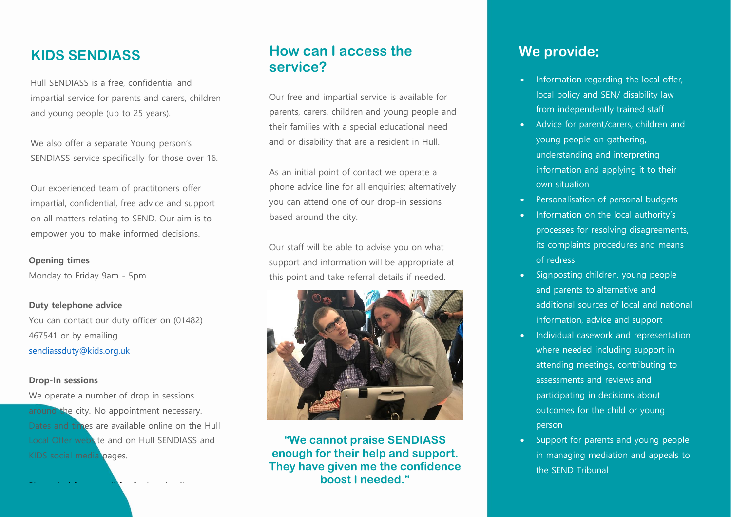## KIDS SENDIASS

Hull SENDIASS is a free, confidential and impartial service for parents and carers, children and young people (up to 25 years).

We also offer a separate Young person's SENDIASS service specifically for those over 16.

Our experienced team of practitoners offer impartial, confidential, free advice and support on all matters relating to SEND. Our aim is to empower you to make informed decisions.

**Opening times**

Monday to Friday 9am - 5pm

**Duty telephone advice**

You can contact our duty officer on (01482) 467541 or by emailing sendiassduty@kids.org.uk

**Drop-In sessions**

We operate a number of drop in sessions around the city. No appointment necessary. Dates and times are available online on the Hull Local Offer website and on Hull SENDIASS and KIDS social media pages.

## How can I access the service?

Our free and impartial service is available for parents, carers, children and young people and their families with a special educational need and or disability that are a resident in Hull.

As an initial point of contact we operate a phone advice line for all enquiries; alternatively you can attend one of our drop-in sessions based around the city.

Our staff will be able to advise you on what support and information will be appropriate at this point and take referral details if needed.

**"We cannot praise SENDIASS enough for their help and support. They have given me the confidence boost I needed."**

## We provide:

- Information regarding the local offer, local policy and SEN/ disability law from independently trained staff
- Advice for parent/carers, children and young people on gathering, understanding and interpreting information and applying it to their own situation
- Personalisation of personal budgets
- Information on the local authority's processes for resolving disagreements, its complaints procedures and means of redress
- Signposting children, young people and parents to alternative and additional sources of local and national information, advice and support
- Individual casework and representation where needed including support in attending meetings, contributing to assessments and reviews and participating in decisions about outcomes for the child or young person
- Support for parents and young people in managing mediation and appeals to the SEND Tribunal